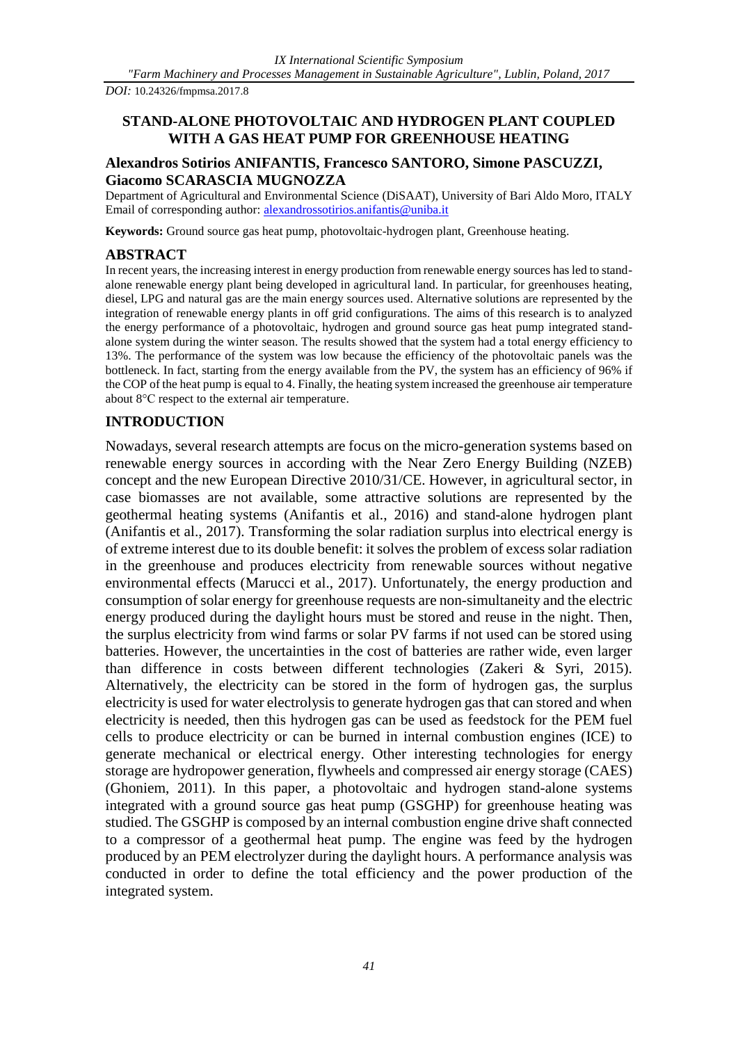*DOI:* 10.24326/fmpmsa.2017.8

# STAND-ALONE PHOTOVOLTAIC AND HYDROGEN PLANT COUPLED WITH A GAS HEAT PUMP FOR GREENHOUSE HEATING

**Alexandros Sotirios ANIFANTIS, Francesco SANTORO, Simone PASCUZZI, Giacomo SCARASCIA MUGNOZZA**

Department of Agricultural and Environmental Science (DiSAAT), University of Bari Aldo Moro, ITALY
Email of corresponding author: alexandrossotirios.anifantis@uniba.it

**Keywords:** Ground source gas heat pump, photovoltaic-hydrogen plant, Greenhouse heating.

## ABSTRACT

In recent years, the increasing interest in energy production from renewable energy sources has led to stand-alone renewable energy plant being developed in agricultural land. In particular, for greenhouses heating, diesel, LPG and natural gas are the main energy sources used. Alternative solutions are represented by the integration of renewable energy plants in off grid configurations. The aims of this research is to analyzed the energy performance of a photovoltaic, hydrogen and ground source gas heat pump integrated stand-alone system during the winter season. The results showed that the system had a total energy efficiency to 13%. The performance of the system was low because the efficiency of the photovoltaic panels was the bottleneck. In fact, starting from the energy available from the PV, the system has an efficiency of 96% if the COP of the heat pump is equal to 4. Finally, the heating system increased the greenhouse air temperature about 8°C respect to the external air temperature.

## INTRODUCTION

Nowadays, several research attempts are focus on the micro-generation systems based on renewable energy sources in according with the Near Zero Energy Building (NZEB) concept and the new European Directive 2010/31/CE. However, in agricultural sector, in case biomasses are not available, some attractive solutions are represented by the geothermal heating systems (Anifantis et al., 2016) and stand-alone hydrogen plant (Anifantis et al., 2017). Transforming the solar radiation surplus into electrical energy is of extreme interest due to its double benefit: it solves the problem of excess solar radiation in the greenhouse and produces electricity from renewable sources without negative environmental effects (Marucci et al., 2017). Unfortunately, the energy production and consumption of solar energy for greenhouse requests are non-simultaneity and the electric energy produced during the daylight hours must be stored and reuse in the night. Then, the surplus electricity from wind farms or solar PV farms if not used can be stored using batteries. However, the uncertainties in the cost of batteries are rather wide, even larger than difference in costs between different technologies (Zakeri & Syri, 2015). Alternatively, the electricity can be stored in the form of hydrogen gas, the surplus electricity is used for water electrolysis to generate hydrogen gas that can stored and when electricity is needed, then this hydrogen gas can be used as feedstock for the PEM fuel cells to produce electricity or can be burned in internal combustion engines (ICE) to generate mechanical or electrical energy. Other interesting technologies for energy storage are hydropower generation, flywheels and compressed air energy storage (CAES) (Ghoniem, 2011). In this paper, a photovoltaic and hydrogen stand-alone systems integrated with a ground source gas heat pump (GSGHP) for greenhouse heating was studied. The GSGHP is composed by an internal combustion engine drive shaft connected to a compressor of a geothermal heat pump. The engine was feed by the hydrogen produced by an PEM electrolyzer during the daylight hours. A performance analysis was conducted in order to define the total efficiency and the power production of the integrated system.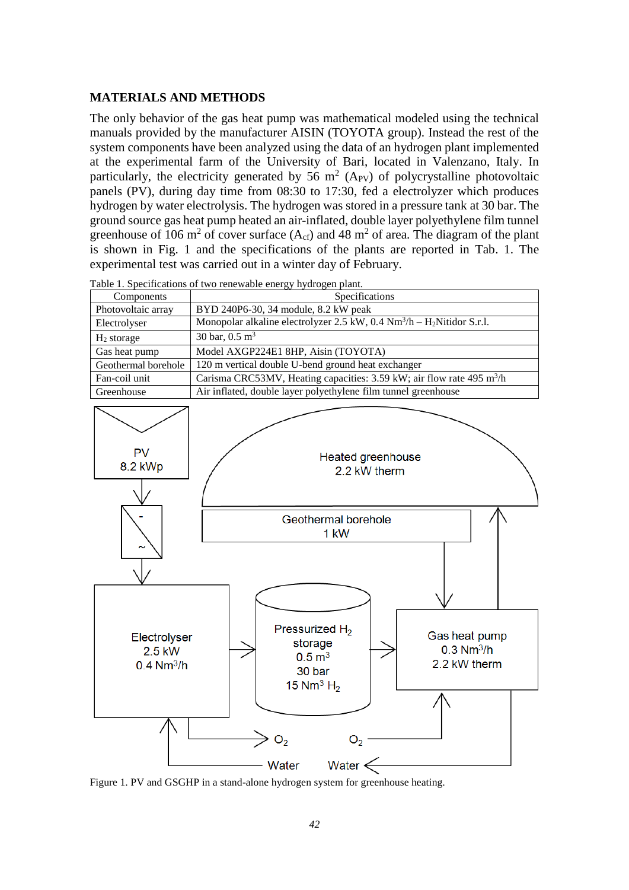## MATERIALS AND METHODS

The only behavior of the gas heat pump was mathematical modeled using the technical manuals provided by the manufacturer AISIN (TOYOTA group). Instead the rest of the system components have been analyzed using the data of an hydrogen plant implemented at the experimental farm of the University of Bari, located in Valenzano, Italy. In particularly, the electricity generated by 56 $m^2$ ($A_{PV}$) of polycrystalline photovoltaic panels (PV), during day time from 08:30 to 17:30, fed a electrolyzer which produces hydrogen by water electrolysis. The hydrogen was stored in a pressure tank at 30 bar. The ground source gas heat pump heated an air-inflated, double layer polyethylene film tunnel greenhouse of 106 $m^2$ of cover surface ($A_{cf}$) and 48 $m^2$ of area. The diagram of the plant is shown in Fig. 1 and the specifications of the plants are reported in Tab. 1. The experimental test was carried out in a winter day of February.

Table 1. Specifications of two renewable energy hydrogen plant.

| Components | Specifications |
|---|---|
| Photovoltaic array | BYD 240P6-30, 34 module, 8.2 kW peak |
| Electrolyser | Monopolar alkaline electrolyzer 2.5 kW, 0.4 $Nm^3/h$ – $H_2$Nitidor S.r.l. |
| $H_2$ storage | 30 bar, 0.5 $m^3$ |
| Gas heat pump | Model AXGP224E1 8HP, Aisin (TOYOTA) |
| Geothermal borehole | 120 m vertical double U-bend ground heat exchanger |
| Fan-coil unit | Carisma CRC53MV, Heating capacities: 3.59 kW; air flow rate 495 $m^3/h$ |
| Greenhouse | Air inflated, double layer polyethylene film tunnel greenhouse |

Figure 1. PV and GSGHP in a stand-alone hydrogen system for greenhouse heating.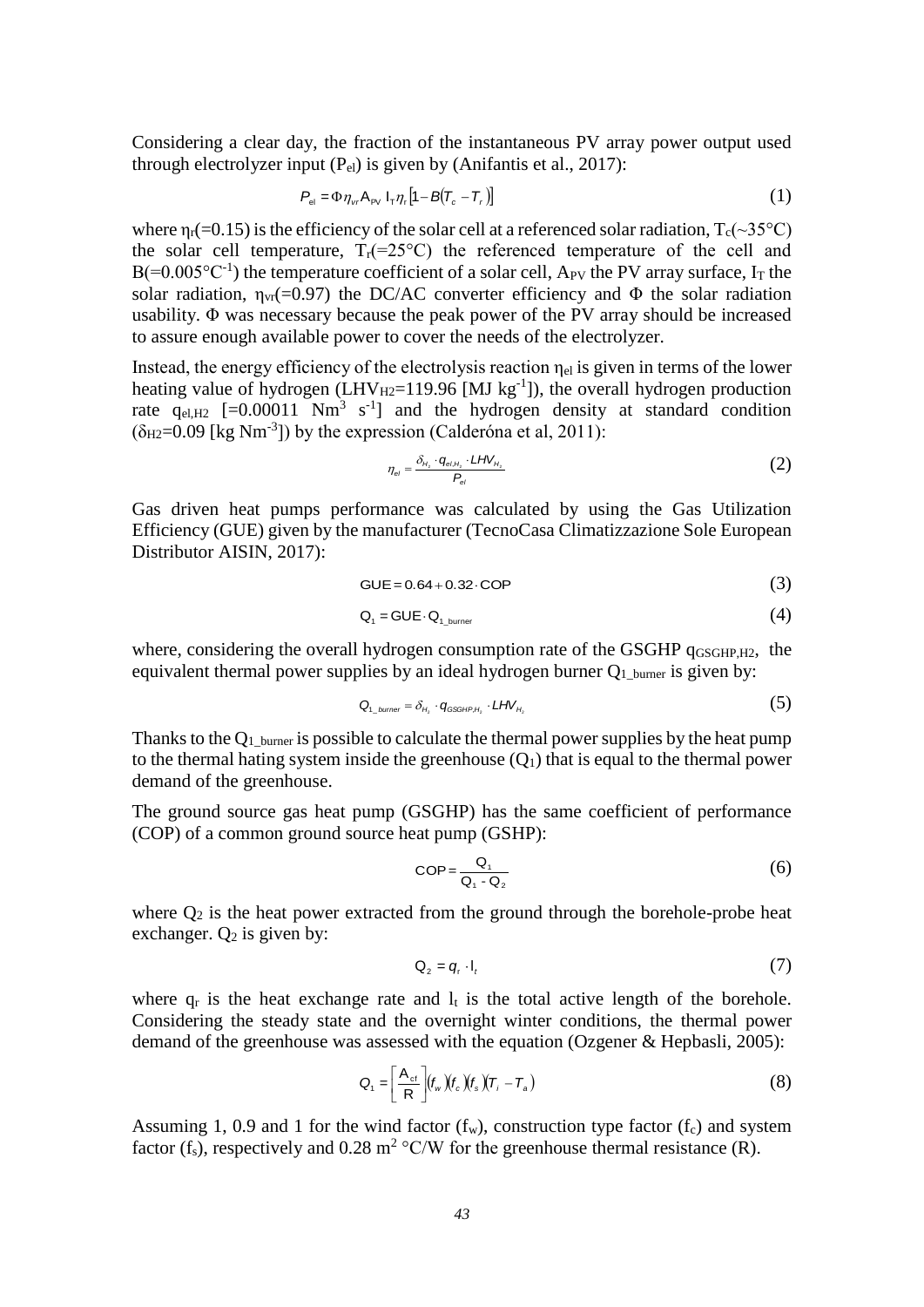Considering a clear day, the fraction of the instantaneous PV array power output used through electrolyzer input ($P_{el}$) is given by (Anifantis et al., 2017):

$$P_{el} = \Phi \eta_{vr} A_{PV} I_T \eta_r \left[1 - B(T_c - T_r)\right] \tag{1}$$

where $\eta_r$(=0.15) is the efficiency of the solar cell at a referenced solar radiation, $T_c$(~35°C) the solar cell temperature, $T_r$(=25°C) the referenced temperature of the cell and $B$(=0.005°C$^{-1}$) the temperature coefficient of a solar cell, $A_{PV}$ the PV array surface, $I_T$ the solar radiation, $\eta_{vr}$(=0.97) the DC/AC converter efficiency and $\Phi$ the solar radiation usability. $\Phi$ was necessary because the peak power of the PV array should be increased to assure enough available power to cover the needs of the electrolyzer.

Instead, the energy efficiency of the electrolysis reaction $\eta_{el}$ is given in terms of the lower heating value of hydrogen ($LHV_{H2}$=119.96 [MJ kg$^{-1}$]), the overall hydrogen production rate $q_{el,H2}$ [=0.00011 Nm$^3$ s$^{-1}$] and the hydrogen density at standard condition ($\delta_{H2}$=0.09 [kg Nm$^{-3}$]) by the expression (Calderóna et al, 2011):

$$\eta_{el} = \frac{\delta_{H_2} \cdot q_{el,H_2} \cdot LHV_{H_2}}{P_{el}} \tag{2}$$

Gas driven heat pumps performance was calculated by using the Gas Utilization Efficiency (GUE) given by the manufacturer (TecnoCasa Climatizzazione Sole European Distributor AISIN, 2017):

$$GUE = 0.64 + 0.32 \cdot COP \tag{3}$$

$$Q_1 = GUE \cdot Q_{1\_burner} \tag{4}$$

where, considering the overall hydrogen consumption rate of the GSGHP $q_{GSGHP,H2}$, the equivalent thermal power supplies by an ideal hydrogen burner $Q_{1\_burner}$ is given by:

$$Q_{1\_burner} = \delta_{H_2} \cdot q_{GSGHP,H_2} \cdot LHV_{H_2} \tag{5}$$

Thanks to the $Q_{1\_burner}$ is possible to calculate the thermal power supplies by the heat pump to the thermal hating system inside the greenhouse ($Q_1$) that is equal to the thermal power demand of the greenhouse.

The ground source gas heat pump (GSGHP) has the same coefficient of performance (COP) of a common ground source heat pump (GSHP):

$$COP = \frac{Q_1}{Q_1 - Q_2} \tag{6}$$

where $Q_2$ is the heat power extracted from the ground through the borehole-probe heat exchanger. $Q_2$ is given by:

$$Q_2 = q_r \cdot l_t \tag{7}$$

where $q_r$ is the heat exchange rate and $l_t$ is the total active length of the borehole. Considering the steady state and the overnight winter conditions, the thermal power demand of the greenhouse was assessed with the equation (Ozgener & Hepbasli, 2005):

$$Q_1 = \left[\frac{A_{cf}}{R}\right](f_w)(f_c)(f_s)(T_i - T_a) \tag{8}$$

Assuming 1, 0.9 and 1 for the wind factor ($f_w$), construction type factor ($f_c$) and system factor ($f_s$), respectively and 0.28 m$^2$ °C/W for the greenhouse thermal resistance (R).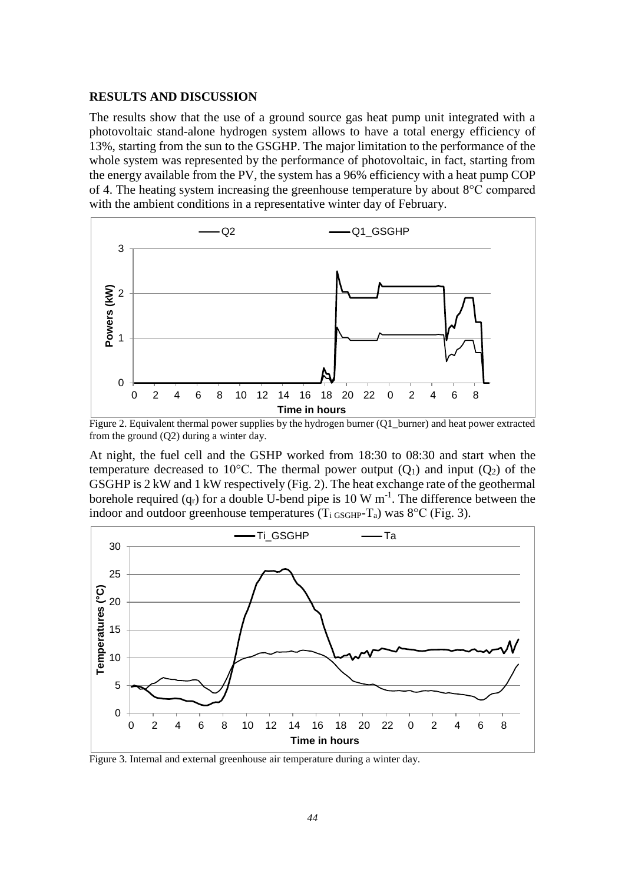## RESULTS AND DISCUSSION

The results show that the use of a ground source gas heat pump unit integrated with a photovoltaic stand-alone hydrogen system allows to have a total energy efficiency of 13%, starting from the sun to the GSGHP. The major limitation to the performance of the whole system was represented by the performance of photovoltaic, in fact, starting from the energy available from the PV, the system has a 96% efficiency with a heat pump COP of 4. The heating system increasing the greenhouse temperature by about 8°C compared with the ambient conditions in a representative winter day of February.

Figure 2. Equivalent thermal power supplies by the hydrogen burner (Q1_burner) and heat power extracted from the ground (Q2) during a winter day.

At night, the fuel cell and the GSHP worked from 18:30 to 08:30 and start when the temperature decreased to 10°C. The thermal power output ($Q_1$) and input ($Q_2$) of the GSGHP is 2 kW and 1 kW respectively (Fig. 2). The heat exchange rate of the geothermal borehole required ($q_r$) for a double U-bend pipe is 10 W $m^{-1}$. The difference between the indoor and outdoor greenhouse temperatures ($T_{i\ GSGHP}$-$T_a$) was 8°C (Fig. 3).

Figure 3. Internal and external greenhouse air temperature during a winter day.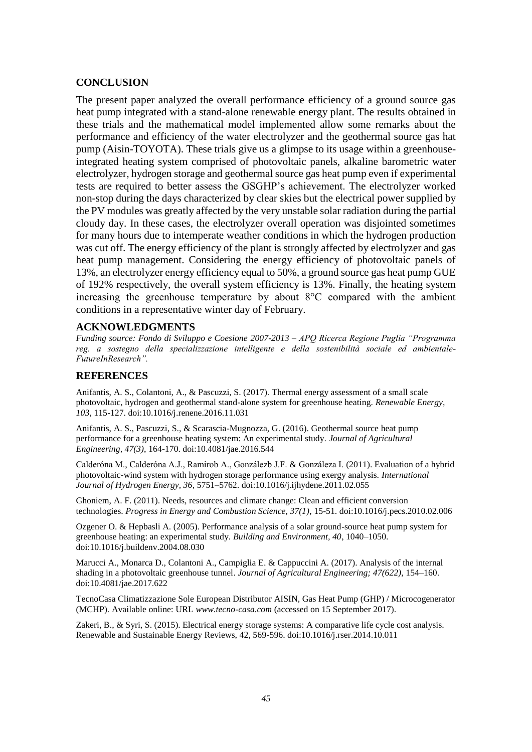## CONCLUSION

The present paper analyzed the overall performance efficiency of a ground source gas heat pump integrated with a stand-alone renewable energy plant. The results obtained in these trials and the mathematical model implemented allow some remarks about the performance and efficiency of the water electrolyzer and the geothermal source gas hat pump (Aisin-TOYOTA). These trials give us a glimpse to its usage within a greenhouse-integrated heating system comprised of photovoltaic panels, alkaline barometric water electrolyzer, hydrogen storage and geothermal source gas heat pump even if experimental tests are required to better assess the GSGHP's achievement. The electrolyzer worked non-stop during the days characterized by clear skies but the electrical power supplied by the PV modules was greatly affected by the very unstable solar radiation during the partial cloudy day. In these cases, the electrolyzer overall operation was disjointed sometimes for many hours due to intemperate weather conditions in which the hydrogen production was cut off. The energy efficiency of the plant is strongly affected by electrolyzer and gas heat pump management. Considering the energy efficiency of photovoltaic panels of 13%, an electrolyzer energy efficiency equal to 50%, a ground source gas heat pump GUE of 192% respectively, the overall system efficiency is 13%. Finally, the heating system increasing the greenhouse temperature by about 8°C compared with the ambient conditions in a representative winter day of February.

## ACKNOWLEDGMENTS

*Funding source: Fondo di Sviluppo e Coesione 2007-2013 – APQ Ricerca Regione Puglia "Programma reg. a sostegno della specializzazione intelligente e della sostenibilità sociale ed ambientale-FutureInResearch".*

## REFERENCES

Anifantis, A. S., Colantoni, A., & Pascuzzi, S. (2017). Thermal energy assessment of a small scale photovoltaic, hydrogen and geothermal stand-alone system for greenhouse heating. *Renewable Energy, 103*, 115-127. doi:10.1016/j.renene.2016.11.031

Anifantis, A. S., Pascuzzi, S., & Scarascia-Mugnozza, G. (2016). Geothermal source heat pump performance for a greenhouse heating system: An experimental study. *Journal of Agricultural Engineering, 47(3)*, 164-170. doi:10.4081/jae.2016.544

Calderóna M., Calderóna A.J., Ramirob A., Gonzálezb J.F. & Gonzáleza I. (2011). Evaluation of a hybrid photovoltaic-wind system with hydrogen storage performance using exergy analysis. *International Journal of Hydrogen Energy, 36*, 5751–5762. doi:10.1016/j.ijhydene.2011.02.055

Ghoniem, A. F. (2011). Needs, resources and climate change: Clean and efficient conversion technologies. *Progress in Energy and Combustion Science, 37(1)*, 15-51. doi:10.1016/j.pecs.2010.02.006

Ozgener O. & Hepbasli A. (2005). Performance analysis of a solar ground-source heat pump system for greenhouse heating: an experimental study. *Building and Environment, 40*, 1040–1050. doi:10.1016/j.buildenv.2004.08.030

Marucci A., Monarca D., Colantoni A., Campiglia E. & Cappuccini A. (2017). Analysis of the internal shading in a photovoltaic greenhouse tunnel. *Journal of Agricultural Engineering; 47(622)*, 154–160. doi:10.4081/jae.2017.622

TecnoCasa Climatizzazione Sole European Distributor AISIN, Gas Heat Pump (GHP) / Microcogenerator (MCHP). Available online: URL *www.tecno-casa.com* (accessed on 15 September 2017).

Zakeri, B., & Syri, S. (2015). Electrical energy storage systems: A comparative life cycle cost analysis. Renewable and Sustainable Energy Reviews, 42, 569-596. doi:10.1016/j.rser.2014.10.011